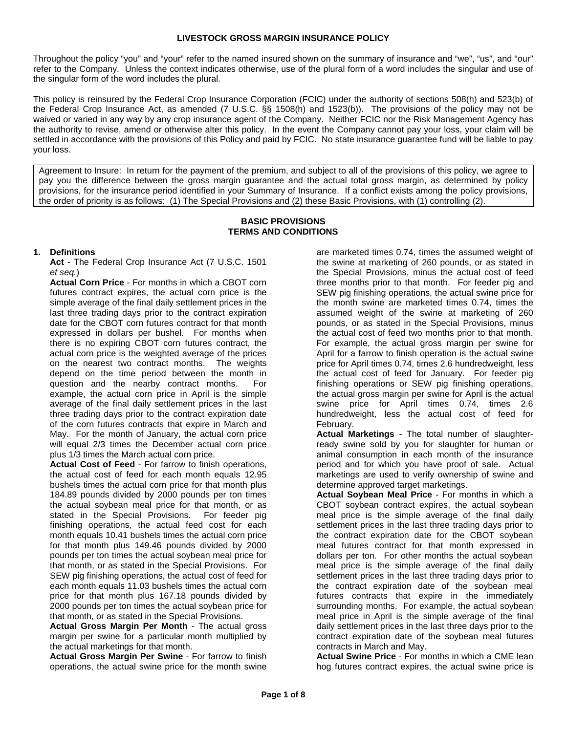# LIVESTOCK GROSS MARGIN INSURANCE POLICY

Throughout the policy "you" and "your" refer to the named insured shown on the summary of insurance and "we", "us", and "our" refer to the Company. Unless the context indicates otherwise, use of the plural form of a word includes the singular and use of the singular form of the word includes the plural.

This policy is reinsured by the Federal Crop Insurance Corporation (FCIC) under the authority of sections 508(h) and 523(b) of the Federal Crop Insurance Act, as amended (7 U.S.C. §§ 1508(h) and 1523(b)). The provisions of the policy may not be waived or varied in any way by any crop insurance agent of the Company. Neither FCIC nor the Risk Management Agency has the authority to revise, amend or otherwise alter this policy. In the event the Company cannot pay your loss, your claim will be settled in accordance with the provisions of this Policy and paid by FCIC. No state insurance guarantee fund will be liable to pay your loss.

Agreement to Insure: In return for the payment of the premium, and subject to all of the provisions of this policy, we agree to pay you the difference between the gross margin guarantee and the actual total gross margin, as determined by policy provisions, for the insurance period identified in your Summary of Insurance. If a conflict exists among the policy provisions, the order of priority is as follows: (1) The Special Provisions and (2) these Basic Provisions, with (1) controlling (2).

## BASIC PROVISIONS
## TERMS AND CONDITIONS

### 1. Definitions

**Act** - The Federal Crop Insurance Act (7 U.S.C. 1501 *et seq.*)

**Actual Corn Price** - For months in which a CBOT corn futures contract expires, the actual corn price is the simple average of the final daily settlement prices in the last three trading days prior to the contract expiration date for the CBOT corn futures contract for that month expressed in dollars per bushel. For months when there is no expiring CBOT corn futures contract, the actual corn price is the weighted average of the prices on the nearest two contract months. The weights depend on the time period between the month in question and the nearby contract months. For example, the actual corn price in April is the simple average of the final daily settlement prices in the last three trading days prior to the contract expiration date of the corn futures contracts that expire in March and May. For the month of January, the actual corn price will equal 2/3 times the December actual corn price plus 1/3 times the March actual corn price.

**Actual Cost of Feed** - For farrow to finish operations, the actual cost of feed for each month equals 12.95 bushels times the actual corn price for that month plus 184.89 pounds divided by 2000 pounds per ton times the actual soybean meal price for that month, or as stated in the Special Provisions. For feeder pig finishing operations, the actual feed cost for each month equals 10.41 bushels times the actual corn price for that month plus 149.46 pounds divided by 2000 pounds per ton times the actual soybean meal price for that month, or as stated in the Special Provisions. For SEW pig finishing operations, the actual cost of feed for each month equals 11.03 bushels times the actual corn price for that month plus 167.18 pounds divided by 2000 pounds per ton times the actual soybean price for that month, or as stated in the Special Provisions.

**Actual Gross Margin Per Month** - The actual gross margin per swine for a particular month multiplied by the actual marketings for that month.

**Actual Gross Margin Per Swine** - For farrow to finish operations, the actual swine price for the month swine are marketed times 0.74, times the assumed weight of the swine at marketing of 260 pounds, or as stated in the Special Provisions, minus the actual cost of feed three months prior to that month. For feeder pig and SEW pig finishing operations, the actual swine price for the month swine are marketed times 0.74, times the assumed weight of the swine at marketing of 260 pounds, or as stated in the Special Provisions, minus the actual cost of feed two months prior to that month. For example, the actual gross margin per swine for April for a farrow to finish operation is the actual swine price for April times 0.74, times 2.6 hundredweight, less the actual cost of feed for January. For feeder pig finishing operations or SEW pig finishing operations, the actual gross margin per swine for April is the actual swine price for April times 0.74, times 2.6 hundredweight, less the actual cost of feed for February.

**Actual Marketings** - The total number of slaughter-ready swine sold by you for slaughter for human or animal consumption in each month of the insurance period and for which you have proof of sale. Actual marketings are used to verify ownership of swine and determine approved target marketings.

**Actual Soybean Meal Price** - For months in which a CBOT soybean contract expires, the actual soybean meal price is the simple average of the final daily settlement prices in the last three trading days prior to the contract expiration date for the CBOT soybean meal futures contract for that month expressed in dollars per ton. For other months the actual soybean meal price is the simple average of the final daily settlement prices in the last three trading days prior to the contract expiration date of the soybean meal futures contracts that expire in the immediately surrounding months. For example, the actual soybean meal price in April is the simple average of the final daily settlement prices in the last three days prior to the contract expiration date of the soybean meal futures contracts in March and May.

**Actual Swine Price** - For months in which a CME lean hog futures contract expires, the actual swine price is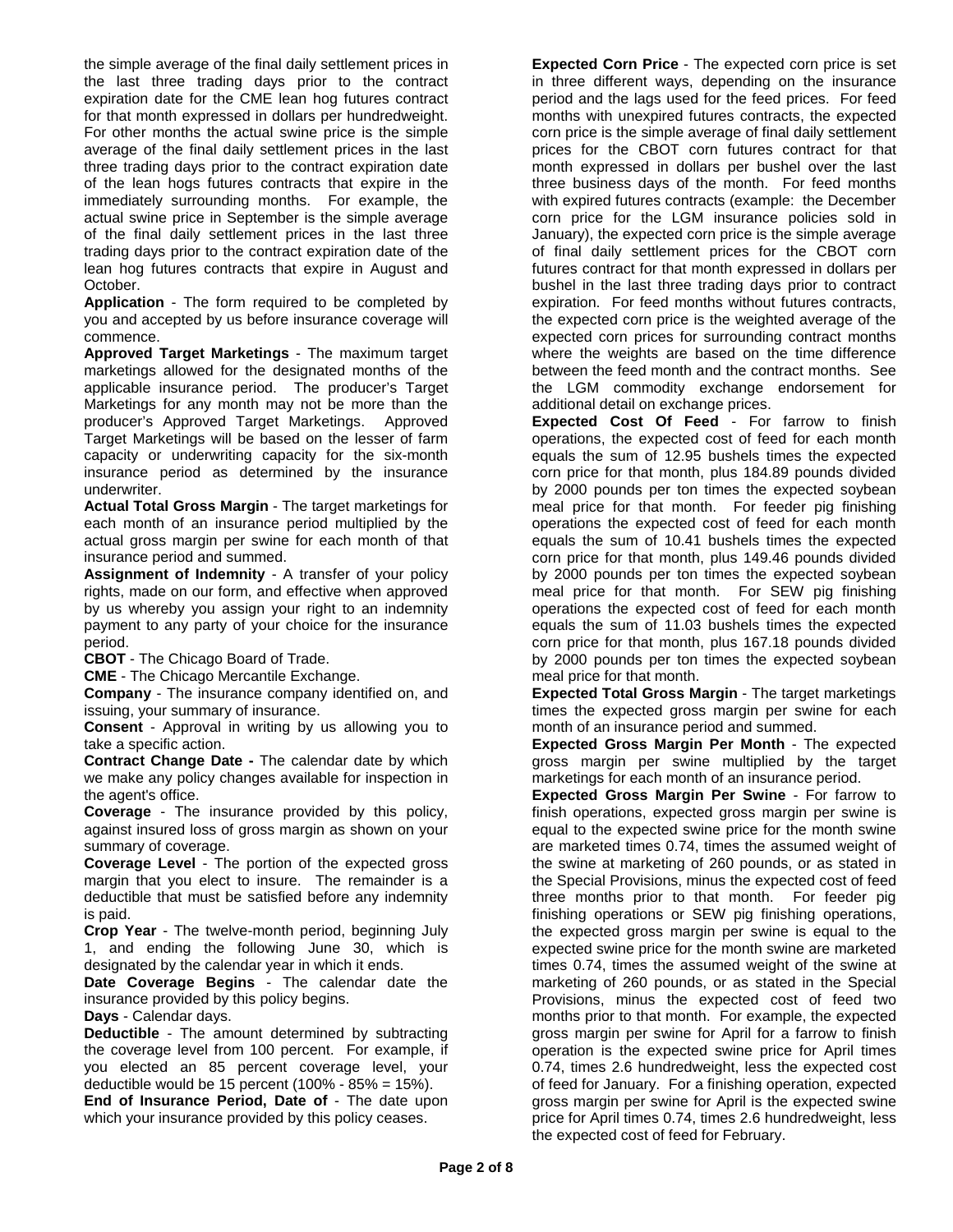the simple average of the final daily settlement prices in the last three trading days prior to the contract expiration date for the CME lean hog futures contract for that month expressed in dollars per hundredweight. For other months the actual swine price is the simple average of the final daily settlement prices in the last three trading days prior to the contract expiration date of the lean hogs futures contracts that expire in the immediately surrounding months. For example, the actual swine price in September is the simple average of the final daily settlement prices in the last three trading days prior to the contract expiration date of the lean hog futures contracts that expire in August and October.

**Application** - The form required to be completed by you and accepted by us before insurance coverage will commence.

**Approved Target Marketings** - The maximum target marketings allowed for the designated months of the applicable insurance period. The producer's Target Marketings for any month may not be more than the producer's Approved Target Marketings. Approved Target Marketings will be based on the lesser of farm capacity or underwriting capacity for the six-month insurance period as determined by the insurance underwriter.

**Actual Total Gross Margin** - The target marketings for each month of an insurance period multiplied by the actual gross margin per swine for each month of that insurance period and summed.

**Assignment of Indemnity** - A transfer of your policy rights, made on our form, and effective when approved by us whereby you assign your right to an indemnity payment to any party of your choice for the insurance period.

**CBOT** - The Chicago Board of Trade.

**CME** - The Chicago Mercantile Exchange.

**Company** - The insurance company identified on, and issuing, your summary of insurance.

**Consent** - Approval in writing by us allowing you to take a specific action.

**Contract Change Date -** The calendar date by which we make any policy changes available for inspection in the agent's office.

**Coverage** - The insurance provided by this policy, against insured loss of gross margin as shown on your summary of coverage.

**Coverage Level** - The portion of the expected gross margin that you elect to insure. The remainder is a deductible that must be satisfied before any indemnity is paid.

**Crop Year** - The twelve-month period, beginning July 1, and ending the following June 30, which is designated by the calendar year in which it ends.

**Date Coverage Begins** - The calendar date the insurance provided by this policy begins.

**Days** - Calendar days.

**Deductible** - The amount determined by subtracting the coverage level from 100 percent. For example, if you elected an 85 percent coverage level, your deductible would be 15 percent (100% - 85% = 15%).

**End of Insurance Period, Date of** - The date upon which your insurance provided by this policy ceases.

**Expected Corn Price** - The expected corn price is set in three different ways, depending on the insurance period and the lags used for the feed prices. For feed months with unexpired futures contracts, the expected corn price is the simple average of final daily settlement prices for the CBOT corn futures contract for that month expressed in dollars per bushel over the last three business days of the month. For feed months with expired futures contracts (example: the December corn price for the LGM insurance policies sold in January), the expected corn price is the simple average of final daily settlement prices for the CBOT corn futures contract for that month expressed in dollars per bushel in the last three trading days prior to contract expiration. For feed months without futures contracts, the expected corn price is the weighted average of the expected corn prices for surrounding contract months where the weights are based on the time difference between the feed month and the contract months. See the LGM commodity exchange endorsement for additional detail on exchange prices.

**Expected Cost Of Feed** - For farrow to finish operations, the expected cost of feed for each month equals the sum of 12.95 bushels times the expected corn price for that month, plus 184.89 pounds divided by 2000 pounds per ton times the expected soybean meal price for that month. For feeder pig finishing operations the expected cost of feed for each month equals the sum of 10.41 bushels times the expected corn price for that month, plus 149.46 pounds divided by 2000 pounds per ton times the expected soybean meal price for that month. For SEW pig finishing operations the expected cost of feed for each month equals the sum of 11.03 bushels times the expected corn price for that month, plus 167.18 pounds divided by 2000 pounds per ton times the expected soybean meal price for that month.

**Expected Total Gross Margin** - The target marketings times the expected gross margin per swine for each month of an insurance period and summed.

**Expected Gross Margin Per Month** - The expected gross margin per swine multiplied by the target marketings for each month of an insurance period.

**Expected Gross Margin Per Swine** - For farrow to finish operations, expected gross margin per swine is equal to the expected swine price for the month swine are marketed times 0.74, times the assumed weight of the swine at marketing of 260 pounds, or as stated in the Special Provisions, minus the expected cost of feed three months prior to that month. For feeder pig finishing operations or SEW pig finishing operations, the expected gross margin per swine is equal to the expected swine price for the month swine are marketed times 0.74, times the assumed weight of the swine at marketing of 260 pounds, or as stated in the Special Provisions, minus the expected cost of feed two months prior to that month. For example, the expected gross margin per swine for April for a farrow to finish operation is the expected swine price for April times 0.74, times 2.6 hundredweight, less the expected cost of feed for January. For a finishing operation, expected gross margin per swine for April is the expected swine price for April times 0.74, times 2.6 hundredweight, less the expected cost of feed for February.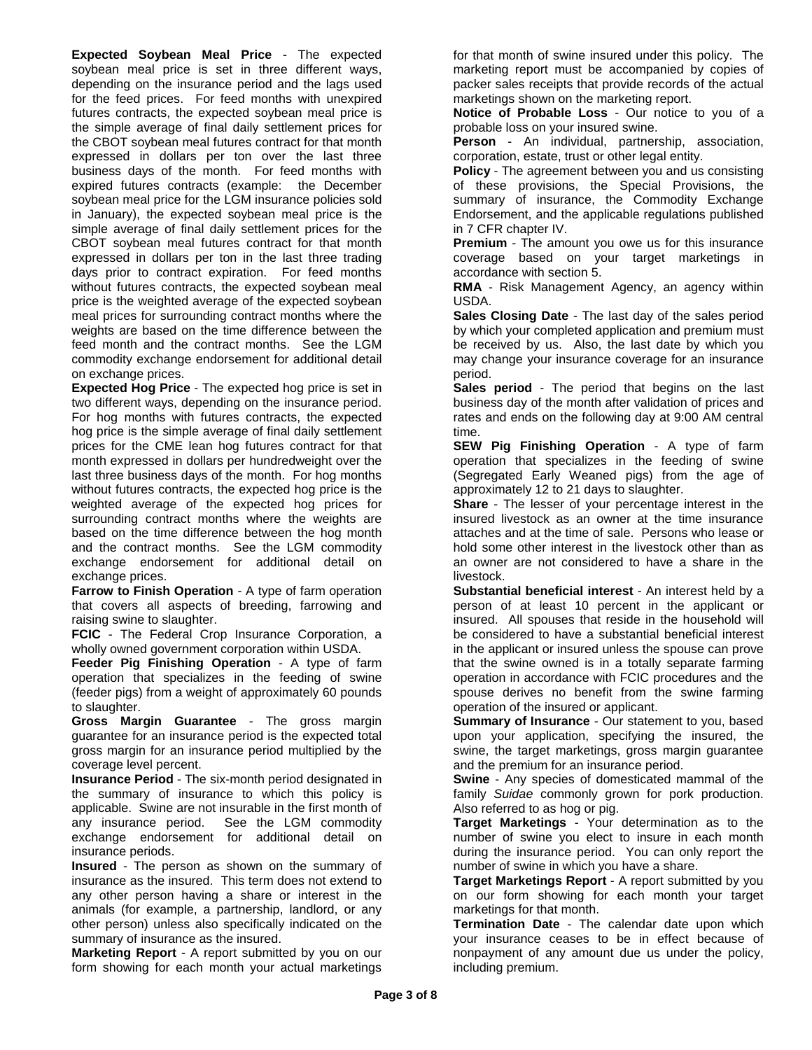**Expected Soybean Meal Price** - The expected soybean meal price is set in three different ways, depending on the insurance period and the lags used for the feed prices. For feed months with unexpired futures contracts, the expected soybean meal price is the simple average of final daily settlement prices for the CBOT soybean meal futures contract for that month expressed in dollars per ton over the last three business days of the month. For feed months with expired futures contracts (example: the December soybean meal price for the LGM insurance policies sold in January), the expected soybean meal price is the simple average of final daily settlement prices for the CBOT soybean meal futures contract for that month expressed in dollars per ton in the last three trading days prior to contract expiration. For feed months without futures contracts, the expected soybean meal price is the weighted average of the expected soybean meal prices for surrounding contract months where the weights are based on the time difference between the feed month and the contract months. See the LGM commodity exchange endorsement for additional detail on exchange prices.

**Expected Hog Price** - The expected hog price is set in two different ways, depending on the insurance period. For hog months with futures contracts, the expected hog price is the simple average of final daily settlement prices for the CME lean hog futures contract for that month expressed in dollars per hundredweight over the last three business days of the month. For hog months without futures contracts, the expected hog price is the weighted average of the expected hog prices for surrounding contract months where the weights are based on the time difference between the hog month and the contract months. See the LGM commodity exchange endorsement for additional detail on exchange prices.

**Farrow to Finish Operation** - A type of farm operation that covers all aspects of breeding, farrowing and raising swine to slaughter.

**FCIC** - The Federal Crop Insurance Corporation, a wholly owned government corporation within USDA.

**Feeder Pig Finishing Operation** - A type of farm operation that specializes in the feeding of swine (feeder pigs) from a weight of approximately 60 pounds to slaughter.

**Gross Margin Guarantee** - The gross margin guarantee for an insurance period is the expected total gross margin for an insurance period multiplied by the coverage level percent.

**Insurance Period** - The six-month period designated in the summary of insurance to which this policy is applicable. Swine are not insurable in the first month of any insurance period. See the LGM commodity exchange endorsement for additional detail on insurance periods.

**Insured** - The person as shown on the summary of insurance as the insured. This term does not extend to any other person having a share or interest in the animals (for example, a partnership, landlord, or any other person) unless also specifically indicated on the summary of insurance as the insured.

**Marketing Report** - A report submitted by you on our form showing for each month your actual marketings for that month of swine insured under this policy. The marketing report must be accompanied by copies of packer sales receipts that provide records of the actual marketings shown on the marketing report.

**Notice of Probable Loss** - Our notice to you of a probable loss on your insured swine.

**Person** - An individual, partnership, association, corporation, estate, trust or other legal entity.

**Policy** - The agreement between you and us consisting of these provisions, the Special Provisions, the summary of insurance, the Commodity Exchange Endorsement, and the applicable regulations published in 7 CFR chapter IV.

**Premium** - The amount you owe us for this insurance coverage based on your target marketings in accordance with section 5.

**RMA** - Risk Management Agency, an agency within USDA.

**Sales Closing Date** - The last day of the sales period by which your completed application and premium must be received by us. Also, the last date by which you may change your insurance coverage for an insurance period.

**Sales period** - The period that begins on the last business day of the month after validation of prices and rates and ends on the following day at 9:00 AM central time.

**SEW Pig Finishing Operation** - A type of farm operation that specializes in the feeding of swine (Segregated Early Weaned pigs) from the age of approximately 12 to 21 days to slaughter.

**Share** - The lesser of your percentage interest in the insured livestock as an owner at the time insurance attaches and at the time of sale. Persons who lease or hold some other interest in the livestock other than as an owner are not considered to have a share in the livestock.

**Substantial beneficial interest** - An interest held by a person of at least 10 percent in the applicant or insured. All spouses that reside in the household will be considered to have a substantial beneficial interest in the applicant or insured unless the spouse can prove that the swine owned is in a totally separate farming operation in accordance with FCIC procedures and the spouse derives no benefit from the swine farming operation of the insured or applicant.

**Summary of Insurance** - Our statement to you, based upon your application, specifying the insured, the swine, the target marketings, gross margin guarantee and the premium for an insurance period.

**Swine** - Any species of domesticated mammal of the family *Suidae* commonly grown for pork production. Also referred to as hog or pig.

**Target Marketings** - Your determination as to the number of swine you elect to insure in each month during the insurance period. You can only report the number of swine in which you have a share.

**Target Marketings Report** - A report submitted by you on our form showing for each month your target marketings for that month.

**Termination Date** - The calendar date upon which your insurance ceases to be in effect because of nonpayment of any amount due us under the policy, including premium.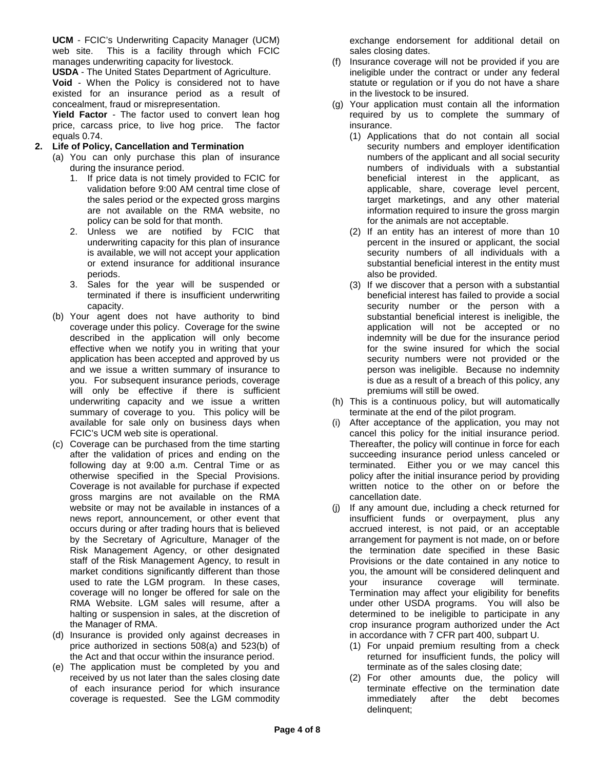**UCM** - FCIC's Underwriting Capacity Manager (UCM) web site. This is a facility through which FCIC manages underwriting capacity for livestock.

**USDA** - The United States Department of Agriculture.

**Void** - When the Policy is considered not to have existed for an insurance period as a result of concealment, fraud or misrepresentation.

**Yield Factor** - The factor used to convert lean hog price, carcass price, to live hog price. The factor equals 0.74.

**2. Life of Policy, Cancellation and Termination**

(a) You can only purchase this plan of insurance during the insurance period.

1. If price data is not timely provided to FCIC for validation before 9:00 AM central time close of the sales period or the expected gross margins are not available on the RMA website, no policy can be sold for that month.
2. Unless we are notified by FCIC that underwriting capacity for this plan of insurance is available, we will not accept your application or extend insurance for additional insurance periods.
3. Sales for the year will be suspended or terminated if there is insufficient underwriting capacity.

(b) Your agent does not have authority to bind coverage under this policy. Coverage for the swine described in the application will only become effective when we notify you in writing that your application has been accepted and approved by us and we issue a written summary of insurance to you. For subsequent insurance periods, coverage will only be effective if there is sufficient underwriting capacity and we issue a written summary of coverage to you. This policy will be available for sale only on business days when FCIC's UCM web site is operational.

(c) Coverage can be purchased from the time starting after the validation of prices and ending on the following day at 9:00 a.m. Central Time or as otherwise specified in the Special Provisions. Coverage is not available for purchase if expected gross margins are not available on the RMA website or may not be available in instances of a news report, announcement, or other event that occurs during or after trading hours that is believed by the Secretary of Agriculture, Manager of the Risk Management Agency, or other designated staff of the Risk Management Agency, to result in market conditions significantly different than those used to rate the LGM program. In these cases, coverage will no longer be offered for sale on the RMA Website. LGM sales will resume, after a halting or suspension in sales, at the discretion of the Manager of RMA.

(d) Insurance is provided only against decreases in price authorized in sections 508(a) and 523(b) of the Act and that occur within the insurance period.

(e) The application must be completed by you and received by us not later than the sales closing date of each insurance period for which insurance coverage is requested. See the LGM commodity exchange endorsement for additional detail on sales closing dates.

(f) Insurance coverage will not be provided if you are ineligible under the contract or under any federal statute or regulation or if you do not have a share in the livestock to be insured.

(g) Your application must contain all the information required by us to complete the summary of insurance.

(1) Applications that do not contain all social security numbers and employer identification numbers of the applicant and all social security numbers of individuals with a substantial beneficial interest in the applicant, as applicable, share, coverage level percent, target marketings, and any other material information required to insure the gross margin for the animals are not acceptable.

(2) If an entity has an interest of more than 10 percent in the insured or applicant, the social security numbers of all individuals with a substantial beneficial interest in the entity must also be provided.

(3) If we discover that a person with a substantial beneficial interest has failed to provide a social security number or the person with a substantial beneficial interest is ineligible, the application will not be accepted or no indemnity will be due for the insurance period for the swine insured for which the social security numbers were not provided or the person was ineligible. Because no indemnity is due as a result of a breach of this policy, any premiums will still be owed.

(h) This is a continuous policy, but will automatically terminate at the end of the pilot program.

(i) After acceptance of the application, you may not cancel this policy for the initial insurance period. Thereafter, the policy will continue in force for each succeeding insurance period unless canceled or terminated. Either you or we may cancel this policy after the initial insurance period by providing written notice to the other on or before the cancellation date.

(j) If any amount due, including a check returned for insufficient funds or overpayment, plus any accrued interest, is not paid, or an acceptable arrangement for payment is not made, on or before the termination date specified in these Basic Provisions or the date contained in any notice to you, the amount will be considered delinquent and your insurance coverage will terminate. Termination may affect your eligibility for benefits under other USDA programs. You will also be determined to be ineligible to participate in any crop insurance program authorized under the Act in accordance with 7 CFR part 400, subpart U.

(1) For unpaid premium resulting from a check returned for insufficient funds, the policy will terminate as of the sales closing date;

(2) For other amounts due, the policy will terminate effective on the termination date immediately after the debt becomes delinquent;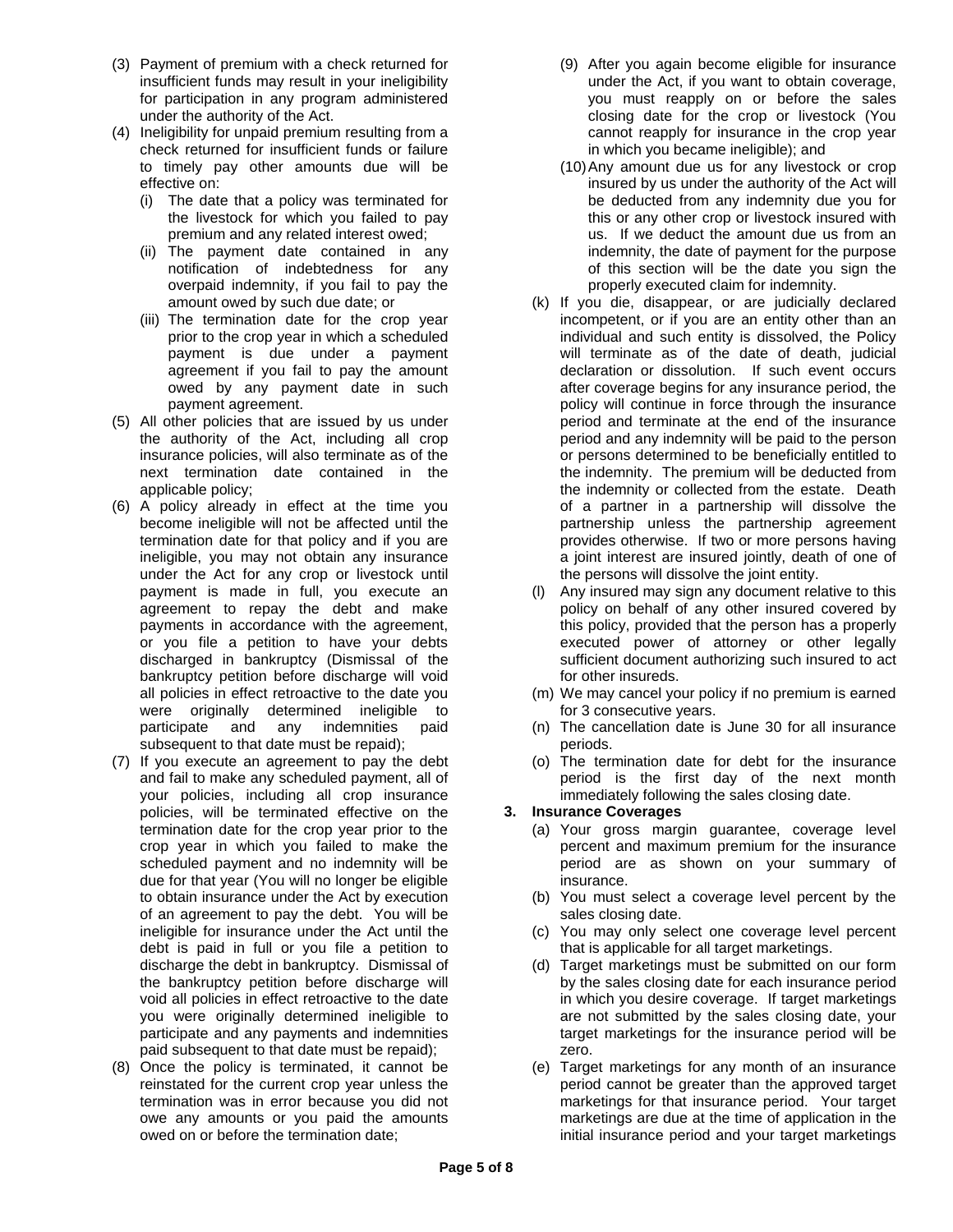(3) Payment of premium with a check returned for insufficient funds may result in your ineligibility for participation in any program administered under the authority of the Act.

(4) Ineligibility for unpaid premium resulting from a check returned for insufficient funds or failure to timely pay other amounts due will be effective on:

   (i) The date that a policy was terminated for the livestock for which you failed to pay premium and any related interest owed;

   (ii) The payment date contained in any notification of indebtedness for any overpaid indemnity, if you fail to pay the amount owed by such due date; or

   (iii) The termination date for the crop year prior to the crop year in which a scheduled payment is due under a payment agreement if you fail to pay the amount owed by any payment date in such payment agreement.

(5) All other policies that are issued by us under the authority of the Act, including all crop insurance policies, will also terminate as of the next termination date contained in the applicable policy;

(6) A policy already in effect at the time you become ineligible will not be affected until the termination date for that policy and if you are ineligible, you may not obtain any insurance under the Act for any crop or livestock until payment is made in full, you execute an agreement to repay the debt and make payments in accordance with the agreement, or you file a petition to have your debts discharged in bankruptcy (Dismissal of the bankruptcy petition before discharge will void all policies in effect retroactive to the date you were originally determined ineligible to participate and any indemnities paid subsequent to that date must be repaid);

(7) If you execute an agreement to pay the debt and fail to make any scheduled payment, all of your policies, including all crop insurance policies, will be terminated effective on the termination date for the crop year prior to the crop year in which you failed to make the scheduled payment and no indemnity will be due for that year (You will no longer be eligible to obtain insurance under the Act by execution of an agreement to pay the debt. You will be ineligible for insurance under the Act until the debt is paid in full or you file a petition to discharge the debt in bankruptcy. Dismissal of the bankruptcy petition before discharge will void all policies in effect retroactive to the date you were originally determined ineligible to participate and any payments and indemnities paid subsequent to that date must be repaid);

(8) Once the policy is terminated, it cannot be reinstated for the current crop year unless the termination was in error because you did not owe any amounts or you paid the amounts owed on or before the termination date;

(9) After you again become eligible for insurance under the Act, if you want to obtain coverage, you must reapply on or before the sales closing date for the crop or livestock (You cannot reapply for insurance in the crop year in which you became ineligible); and

(10) Any amount due us for any livestock or crop insured by us under the authority of the Act will be deducted from any indemnity due you for this or any other crop or livestock insured with us. If we deduct the amount due us from an indemnity, the date of payment for the purpose of this section will be the date you sign the properly executed claim for indemnity.

(k) If you die, disappear, or are judicially declared incompetent, or if you are an entity other than an individual and such entity is dissolved, the Policy will terminate as of the date of death, judicial declaration or dissolution. If such event occurs after coverage begins for any insurance period, the policy will continue in force through the insurance period and terminate at the end of the insurance period and any indemnity will be paid to the person or persons determined to be beneficially entitled to the indemnity. The premium will be deducted from the indemnity or collected from the estate. Death of a partner in a partnership will dissolve the partnership unless the partnership agreement provides otherwise. If two or more persons having a joint interest are insured jointly, death of one of the persons will dissolve the joint entity.

(l) Any insured may sign any document relative to this policy on behalf of any other insured covered by this policy, provided that the person has a properly executed power of attorney or other legally sufficient document authorizing such insured to act for other insureds.

(m) We may cancel your policy if no premium is earned for 3 consecutive years.

(n) The cancellation date is June 30 for all insurance periods.

(o) The termination date for debt for the insurance period is the first day of the next month immediately following the sales closing date.

**3. Insurance Coverages**

(a) Your gross margin guarantee, coverage level percent and maximum premium for the insurance period are as shown on your summary of insurance.

(b) You must select a coverage level percent by the sales closing date.

(c) You may only select one coverage level percent that is applicable for all target marketings.

(d) Target marketings must be submitted on our form by the sales closing date for each insurance period in which you desire coverage. If target marketings are not submitted by the sales closing date, your target marketings for the insurance period will be zero.

(e) Target marketings for any month of an insurance period cannot be greater than the approved target marketings for that insurance period. Your target marketings are due at the time of application in the initial insurance period and your target marketings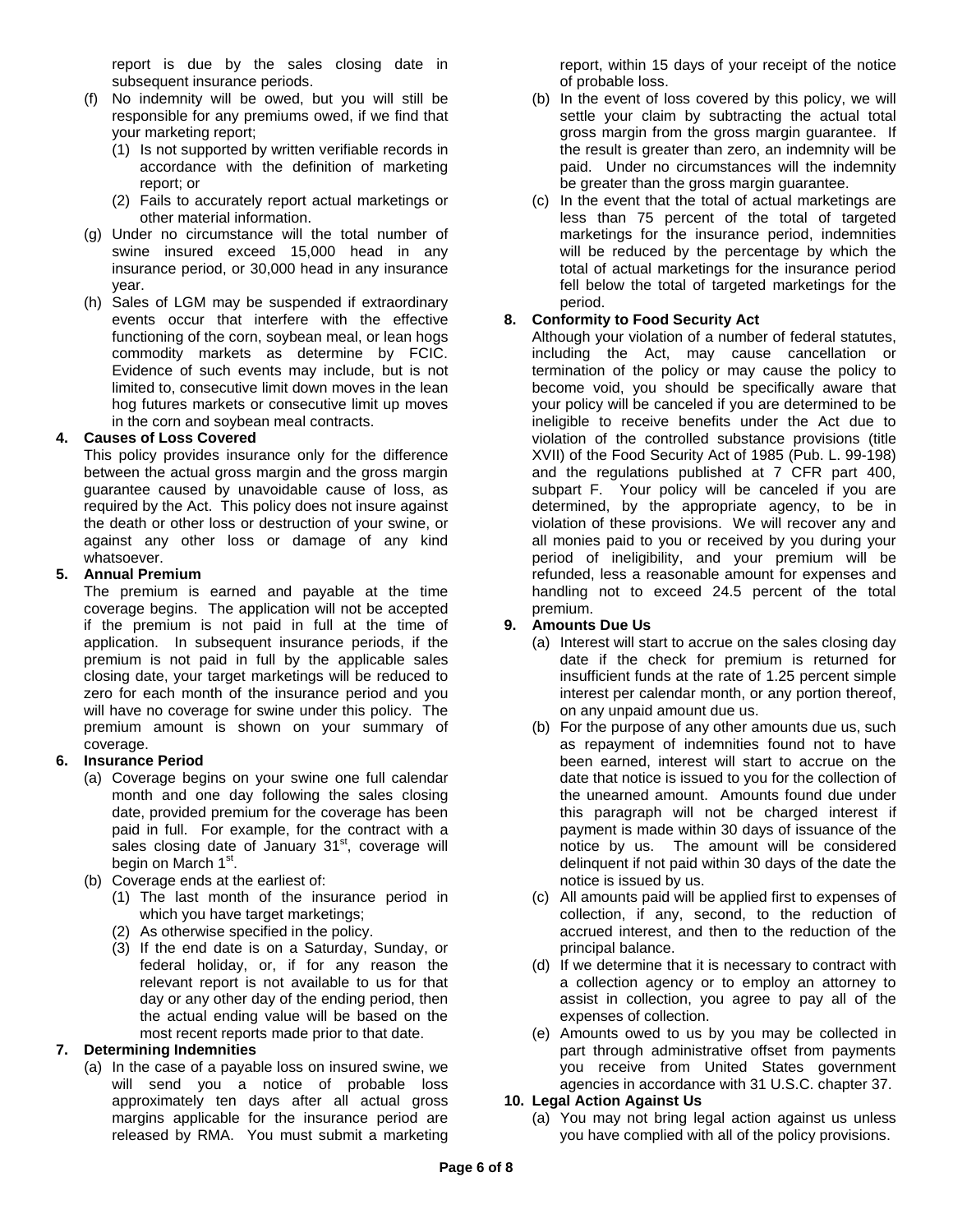report is due by the sales closing date in subsequent insurance periods.

(f) No indemnity will be owed, but you will still be responsible for any premiums owed, if we find that your marketing report;
   (1) Is not supported by written verifiable records in accordance with the definition of marketing report; or
   (2) Fails to accurately report actual marketings or other material information.

(g) Under no circumstance will the total number of swine insured exceed 15,000 head in any insurance period, or 30,000 head in any insurance year.

(h) Sales of LGM may be suspended if extraordinary events occur that interfere with the effective functioning of the corn, soybean meal, or lean hogs commodity markets as determine by FCIC. Evidence of such events may include, but is not limited to, consecutive limit down moves in the lean hog futures markets or consecutive limit up moves in the corn and soybean meal contracts.

**4. Causes of Loss Covered**

This policy provides insurance only for the difference between the actual gross margin and the gross margin guarantee caused by unavoidable cause of loss, as required by the Act. This policy does not insure against the death or other loss or destruction of your swine, or against any other loss or damage of any kind whatsoever.

**5. Annual Premium**

The premium is earned and payable at the time coverage begins. The application will not be accepted if the premium is not paid in full at the time of application. In subsequent insurance periods, if the premium is not paid in full by the applicable sales closing date, your target marketings will be reduced to zero for each month of the insurance period and you will have no coverage for swine under this policy. The premium amount is shown on your summary of coverage.

**6. Insurance Period**

(a) Coverage begins on your swine one full calendar month and one day following the sales closing date, provided premium for the coverage has been paid in full. For example, for the contract with a sales closing date of January 31st, coverage will begin on March 1st.

(b) Coverage ends at the earliest of:
   (1) The last month of the insurance period in which you have target marketings;
   (2) As otherwise specified in the policy.
   (3) If the end date is on a Saturday, Sunday, or federal holiday, or, if for any reason the relevant report is not available to us for that day or any other day of the ending period, then the actual ending value will be based on the most recent reports made prior to that date.

**7. Determining Indemnities**

(a) In the case of a payable loss on insured swine, we will send you a notice of probable loss approximately ten days after all actual gross margins applicable for the insurance period are released by RMA. You must submit a marketing report, within 15 days of your receipt of the notice of probable loss.

(b) In the event of loss covered by this policy, we will settle your claim by subtracting the actual total gross margin from the gross margin guarantee. If the result is greater than zero, an indemnity will be paid. Under no circumstances will the indemnity be greater than the gross margin guarantee.

(c) In the event that the total of actual marketings are less than 75 percent of the total of targeted marketings for the insurance period, indemnities will be reduced by the percentage by which the total of actual marketings for the insurance period fell below the total of targeted marketings for the period.

**8. Conformity to Food Security Act**

Although your violation of a number of federal statutes, including the Act, may cause cancellation or termination of the policy or may cause the policy to become void, you should be specifically aware that your policy will be canceled if you are determined to be ineligible to receive benefits under the Act due to violation of the controlled substance provisions (title XVII) of the Food Security Act of 1985 (Pub. L. 99-198) and the regulations published at 7 CFR part 400, subpart F. Your policy will be canceled if you are determined, by the appropriate agency, to be in violation of these provisions. We will recover any and all monies paid to you or received by you during your period of ineligibility, and your premium will be refunded, less a reasonable amount for expenses and handling not to exceed 24.5 percent of the total premium.

**9. Amounts Due Us**

(a) Interest will start to accrue on the sales closing day date if the check for premium is returned for insufficient funds at the rate of 1.25 percent simple interest per calendar month, or any portion thereof, on any unpaid amount due us.

(b) For the purpose of any other amounts due us, such as repayment of indemnities found not to have been earned, interest will start to accrue on the date that notice is issued to you for the collection of the unearned amount. Amounts found due under this paragraph will not be charged interest if payment is made within 30 days of issuance of the notice by us. The amount will be considered delinquent if not paid within 30 days of the date the notice is issued by us.

(c) All amounts paid will be applied first to expenses of collection, if any, second, to the reduction of accrued interest, and then to the reduction of the principal balance.

(d) If we determine that it is necessary to contract with a collection agency or to employ an attorney to assist in collection, you agree to pay all of the expenses of collection.

(e) Amounts owed to us by you may be collected in part through administrative offset from payments you receive from United States government agencies in accordance with 31 U.S.C. chapter 37.

**10. Legal Action Against Us**

(a) You may not bring legal action against us unless you have complied with all of the policy provisions.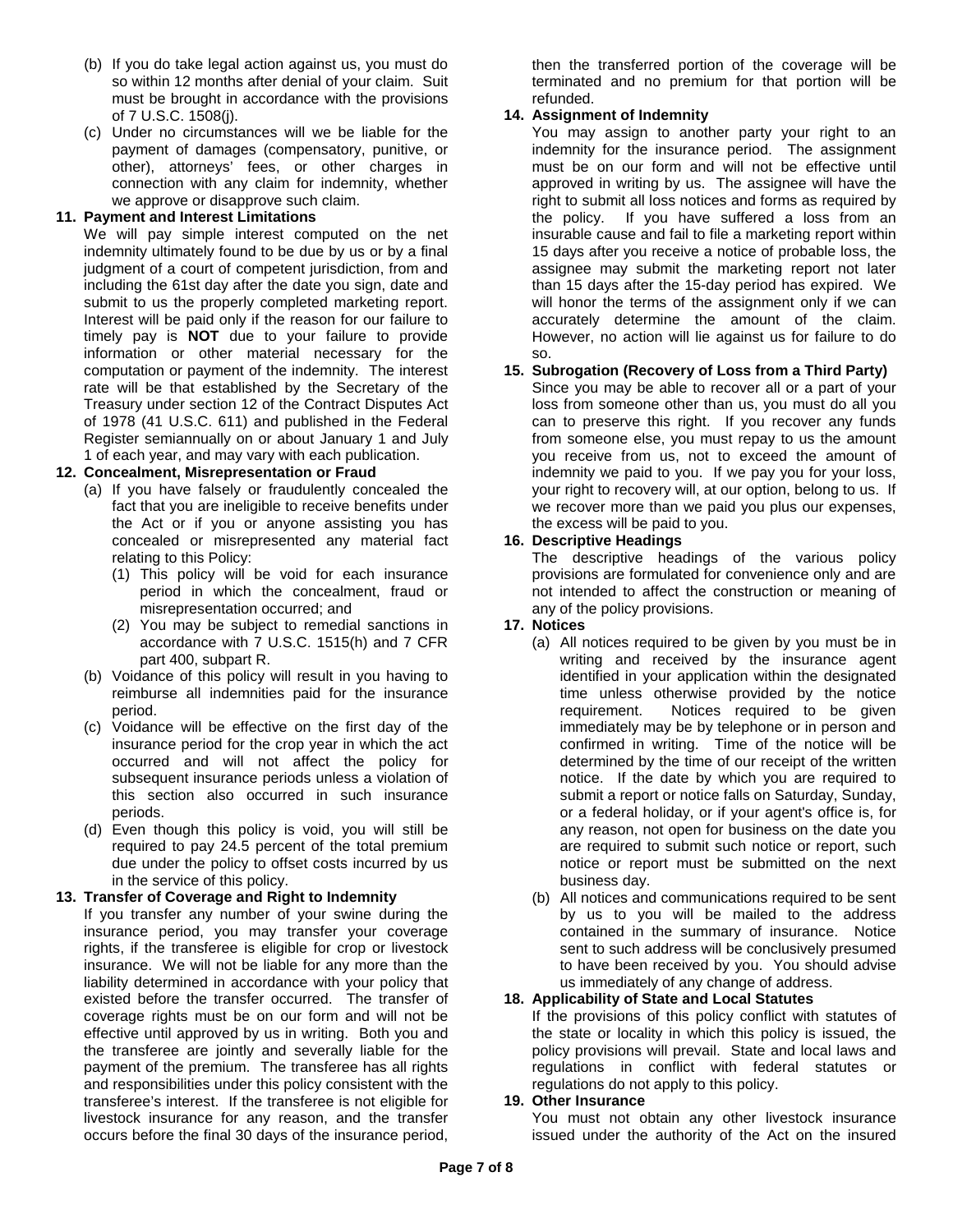(b) If you do take legal action against us, you must do so within 12 months after denial of your claim. Suit must be brought in accordance with the provisions of 7 U.S.C. 1508(j).

(c) Under no circumstances will we be liable for the payment of damages (compensatory, punitive, or other), attorneys' fees, or other charges in connection with any claim for indemnity, whether we approve or disapprove such claim.

**11. Payment and Interest Limitations**

We will pay simple interest computed on the net indemnity ultimately found to be due by us or by a final judgment of a court of competent jurisdiction, from and including the 61st day after the date you sign, date and submit to us the properly completed marketing report. Interest will be paid only if the reason for our failure to timely pay is **NOT** due to your failure to provide information or other material necessary for the computation or payment of the indemnity. The interest rate will be that established by the Secretary of the Treasury under section 12 of the Contract Disputes Act of 1978 (41 U.S.C. 611) and published in the Federal Register semiannually on or about January 1 and July 1 of each year, and may vary with each publication.

**12. Concealment, Misrepresentation or Fraud**

(a) If you have falsely or fraudulently concealed the fact that you are ineligible to receive benefits under the Act or if you or anyone assisting you has concealed or misrepresented any material fact relating to this Policy:

(1) This policy will be void for each insurance period in which the concealment, fraud or misrepresentation occurred; and

(2) You may be subject to remedial sanctions in accordance with 7 U.S.C. 1515(h) and 7 CFR part 400, subpart R.

(b) Voidance of this policy will result in you having to reimburse all indemnities paid for the insurance period.

(c) Voidance will be effective on the first day of the insurance period for the crop year in which the act occurred and will not affect the policy for subsequent insurance periods unless a violation of this section also occurred in such insurance periods.

(d) Even though this policy is void, you will still be required to pay 24.5 percent of the total premium due under the policy to offset costs incurred by us in the service of this policy.

**13. Transfer of Coverage and Right to Indemnity**

If you transfer any number of your swine during the insurance period, you may transfer your coverage rights, if the transferee is eligible for crop or livestock insurance. We will not be liable for any more than the liability determined in accordance with your policy that existed before the transfer occurred. The transfer of coverage rights must be on our form and will not be effective until approved by us in writing. Both you and the transferee are jointly and severally liable for the payment of the premium. The transferee has all rights and responsibilities under this policy consistent with the transferee's interest. If the transferee is not eligible for livestock insurance for any reason, and the transfer occurs before the final 30 days of the insurance period, then the transferred portion of the coverage will be terminated and no premium for that portion will be refunded.

**14. Assignment of Indemnity**

You may assign to another party your right to an indemnity for the insurance period. The assignment must be on our form and will not be effective until approved in writing by us. The assignee will have the right to submit all loss notices and forms as required by the policy. If you have suffered a loss from an insurable cause and fail to file a marketing report within 15 days after you receive a notice of probable loss, the assignee may submit the marketing report not later than 15 days after the 15-day period has expired. We will honor the terms of the assignment only if we can accurately determine the amount of the claim. However, no action will lie against us for failure to do so.

**15. Subrogation (Recovery of Loss from a Third Party)**

Since you may be able to recover all or a part of your loss from someone other than us, you must do all you can to preserve this right. If you recover any funds from someone else, you must repay to us the amount you receive from us, not to exceed the amount of indemnity we paid to you. If we pay you for your loss, your right to recovery will, at our option, belong to us. If we recover more than we paid you plus our expenses, the excess will be paid to you.

**16. Descriptive Headings**

The descriptive headings of the various policy provisions are formulated for convenience only and are not intended to affect the construction or meaning of any of the policy provisions.

**17. Notices**

(a) All notices required to be given by you must be in writing and received by the insurance agent identified in your application within the designated time unless otherwise provided by the notice requirement. Notices required to be given immediately may be by telephone or in person and confirmed in writing. Time of the notice will be determined by the time of our receipt of the written notice. If the date by which you are required to submit a report or notice falls on Saturday, Sunday, or a federal holiday, or if your agent's office is, for any reason, not open for business on the date you are required to submit such notice or report, such notice or report must be submitted on the next business day.

(b) All notices and communications required to be sent by us to you will be mailed to the address contained in the summary of insurance. Notice sent to such address will be conclusively presumed to have been received by you. You should advise us immediately of any change of address.

**18. Applicability of State and Local Statutes**

If the provisions of this policy conflict with statutes of the state or locality in which this policy is issued, the policy provisions will prevail. State and local laws and regulations in conflict with federal statutes or regulations do not apply to this policy.

**19. Other Insurance**

You must not obtain any other livestock insurance issued under the authority of the Act on the insured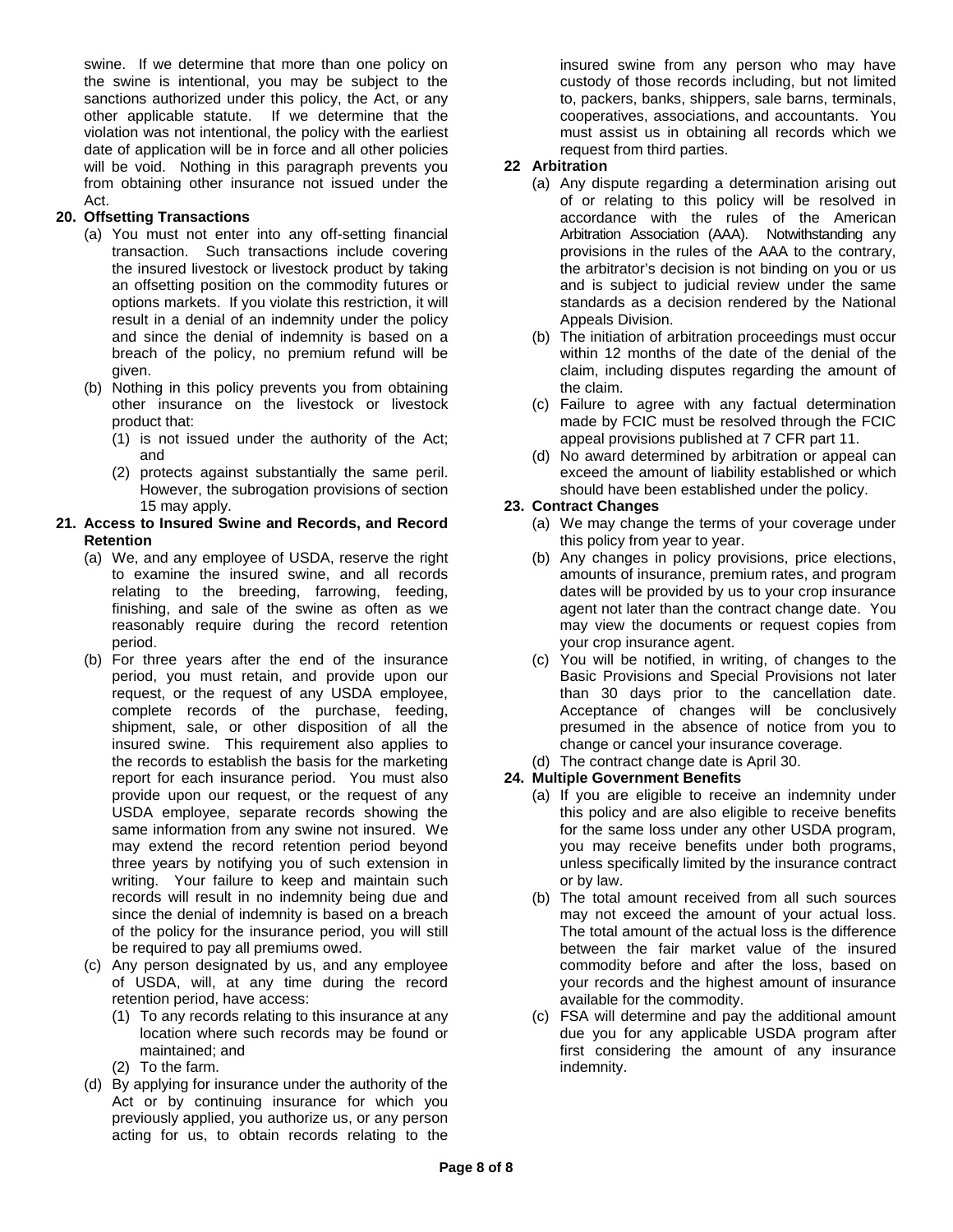swine. If we determine that more than one policy on the swine is intentional, you may be subject to the sanctions authorized under this policy, the Act, or any other applicable statute. If we determine that the violation was not intentional, the policy with the earliest date of application will be in force and all other policies will be void. Nothing in this paragraph prevents you from obtaining other insurance not issued under the Act.

**20. Offsetting Transactions**

(a) You must not enter into any off-setting financial transaction. Such transactions include covering the insured livestock or livestock product by taking an offsetting position on the commodity futures or options markets. If you violate this restriction, it will result in a denial of an indemnity under the policy and since the denial of indemnity is based on a breach of the policy, no premium refund will be given.

(b) Nothing in this policy prevents you from obtaining other insurance on the livestock or livestock product that:

(1) is not issued under the authority of the Act; and

(2) protects against substantially the same peril. However, the subrogation provisions of section 15 may apply.

**21. Access to Insured Swine and Records, and Record Retention**

(a) We, and any employee of USDA, reserve the right to examine the insured swine, and all records relating to the breeding, farrowing, feeding, finishing, and sale of the swine as often as we reasonably require during the record retention period.

(b) For three years after the end of the insurance period, you must retain, and provide upon our request, or the request of any USDA employee, complete records of the purchase, feeding, shipment, sale, or other disposition of all the insured swine. This requirement also applies to the records to establish the basis for the marketing report for each insurance period. You must also provide upon our request, or the request of any USDA employee, separate records showing the same information from any swine not insured. We may extend the record retention period beyond three years by notifying you of such extension in writing. Your failure to keep and maintain such records will result in no indemnity being due and since the denial of indemnity is based on a breach of the policy for the insurance period, you will still be required to pay all premiums owed.

(c) Any person designated by us, and any employee of USDA, will, at any time during the record retention period, have access:

(1) To any records relating to this insurance at any location where such records may be found or maintained; and

(2) To the farm.

(d) By applying for insurance under the authority of the Act or by continuing insurance for which you previously applied, you authorize us, or any person acting for us, to obtain records relating to the insured swine from any person who may have custody of those records including, but not limited to, packers, banks, shippers, sale barns, terminals, cooperatives, associations, and accountants. You must assist us in obtaining all records which we request from third parties.

**22 Arbitration**

(a) Any dispute regarding a determination arising out of or relating to this policy will be resolved in accordance with the rules of the American Arbitration Association (AAA). Notwithstanding any provisions in the rules of the AAA to the contrary, the arbitrator's decision is not binding on you or us and is subject to judicial review under the same standards as a decision rendered by the National Appeals Division.

(b) The initiation of arbitration proceedings must occur within 12 months of the date of the denial of the claim, including disputes regarding the amount of the claim.

(c) Failure to agree with any factual determination made by FCIC must be resolved through the FCIC appeal provisions published at 7 CFR part 11.

(d) No award determined by arbitration or appeal can exceed the amount of liability established or which should have been established under the policy.

**23. Contract Changes**

(a) We may change the terms of your coverage under this policy from year to year.

(b) Any changes in policy provisions, price elections, amounts of insurance, premium rates, and program dates will be provided by us to your crop insurance agent not later than the contract change date. You may view the documents or request copies from your crop insurance agent.

(c) You will be notified, in writing, of changes to the Basic Provisions and Special Provisions not later than 30 days prior to the cancellation date. Acceptance of changes will be conclusively presumed in the absence of notice from you to change or cancel your insurance coverage.

(d) The contract change date is April 30.

**24. Multiple Government Benefits**

(a) If you are eligible to receive an indemnity under this policy and are also eligible to receive benefits for the same loss under any other USDA program, you may receive benefits under both programs, unless specifically limited by the insurance contract or by law.

(b) The total amount received from all such sources may not exceed the amount of your actual loss. The total amount of the actual loss is the difference between the fair market value of the insured commodity before and after the loss, based on your records and the highest amount of insurance available for the commodity.

(c) FSA will determine and pay the additional amount due you for any applicable USDA program after first considering the amount of any insurance indemnity.